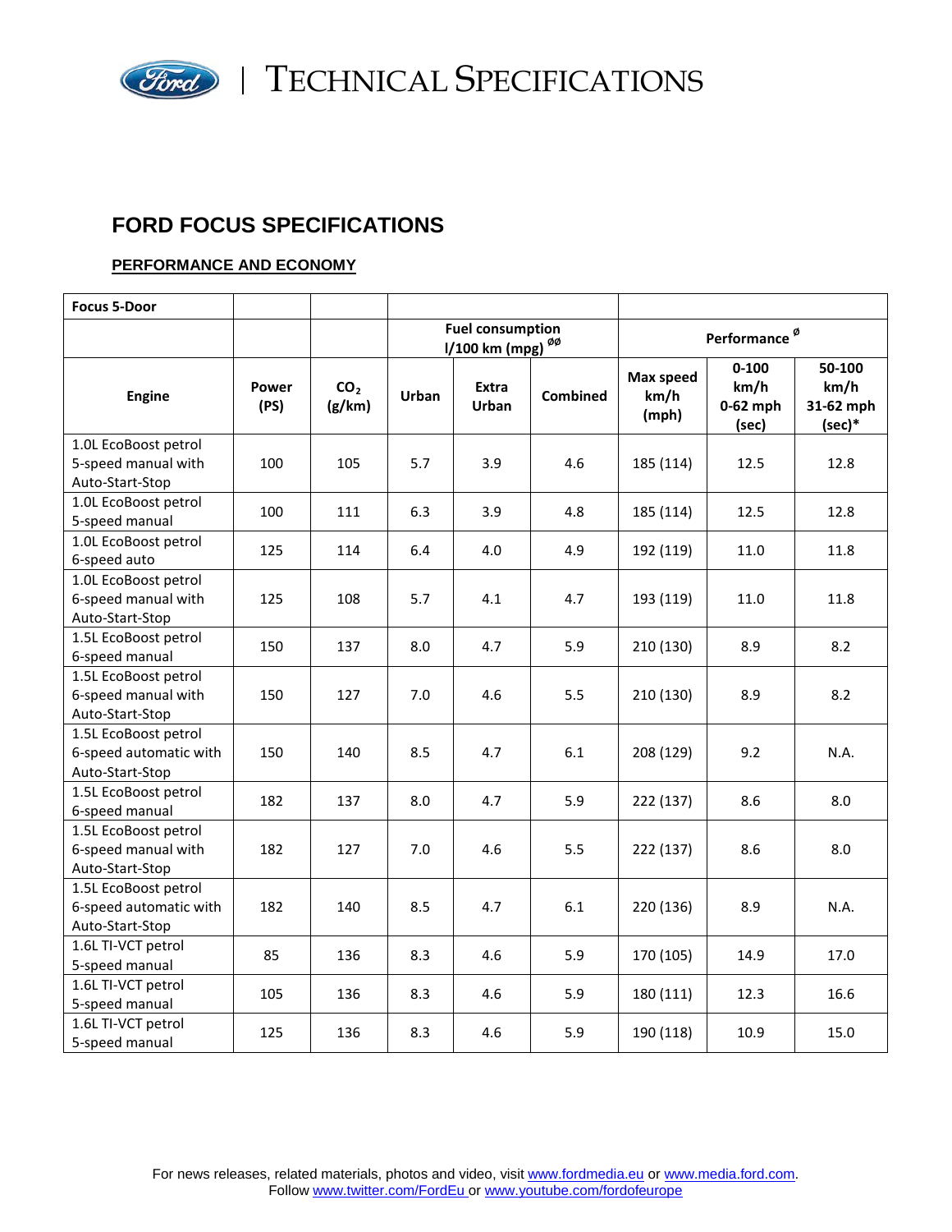# TECHNICAL SPECIFICATIONS

## FORD FOCUS SPECIFICATIONS

### PERFORMANCE AND ECONOMY

| Focus 5-Door | | | | | | | | |
|---|---|---|---|---|---|---|---|---|
| | | | Fuel consumption l/100 km (mpg) ØØ | | | Performance Ø | | |
| Engine | Power (PS) | $CO_2$ (g/km) | Urban | Extra Urban | Combined | Max speed km/h (mph) | 0-100 km/h 0-62 mph (sec) | 50-100 km/h 31-62 mph (sec)* |
| 1.0L EcoBoost petrol 5-speed manual with Auto-Start-Stop | 100 | 105 | 5.7 | 3.9 | 4.6 | 185 (114) | 12.5 | 12.8 |
| 1.0L EcoBoost petrol 5-speed manual | 100 | 111 | 6.3 | 3.9 | 4.8 | 185 (114) | 12.5 | 12.8 |
| 1.0L EcoBoost petrol 6-speed auto | 125 | 114 | 6.4 | 4.0 | 4.9 | 192 (119) | 11.0 | 11.8 |
| 1.0L EcoBoost petrol 6-speed manual with Auto-Start-Stop | 125 | 108 | 5.7 | 4.1 | 4.7 | 193 (119) | 11.0 | 11.8 |
| 1.5L EcoBoost petrol 6-speed manual | 150 | 137 | 8.0 | 4.7 | 5.9 | 210 (130) | 8.9 | 8.2 |
| 1.5L EcoBoost petrol 6-speed manual with Auto-Start-Stop | 150 | 127 | 7.0 | 4.6 | 5.5 | 210 (130) | 8.9 | 8.2 |
| 1.5L EcoBoost petrol 6-speed automatic with Auto-Start-Stop | 150 | 140 | 8.5 | 4.7 | 6.1 | 208 (129) | 9.2 | N.A. |
| 1.5L EcoBoost petrol 6-speed manual | 182 | 137 | 8.0 | 4.7 | 5.9 | 222 (137) | 8.6 | 8.0 |
| 1.5L EcoBoost petrol 6-speed manual with Auto-Start-Stop | 182 | 127 | 7.0 | 4.6 | 5.5 | 222 (137) | 8.6 | 8.0 |
| 1.5L EcoBoost petrol 6-speed automatic with Auto-Start-Stop | 182 | 140 | 8.5 | 4.7 | 6.1 | 220 (136) | 8.9 | N.A. |
| 1.6L TI-VCT petrol 5-speed manual | 85 | 136 | 8.3 | 4.6 | 5.9 | 170 (105) | 14.9 | 17.0 |
| 1.6L TI-VCT petrol 5-speed manual | 105 | 136 | 8.3 | 4.6 | 5.9 | 180 (111) | 12.3 | 16.6 |
| 1.6L TI-VCT petrol 5-speed manual | 125 | 136 | 8.3 | 4.6 | 5.9 | 190 (118) | 10.9 | 15.0 |

For news releases, related materials, photos and video, visit www.fordmedia.eu or www.media.ford.com.
Follow www.twitter.com/FordEu or www.youtube.com/fordofeurope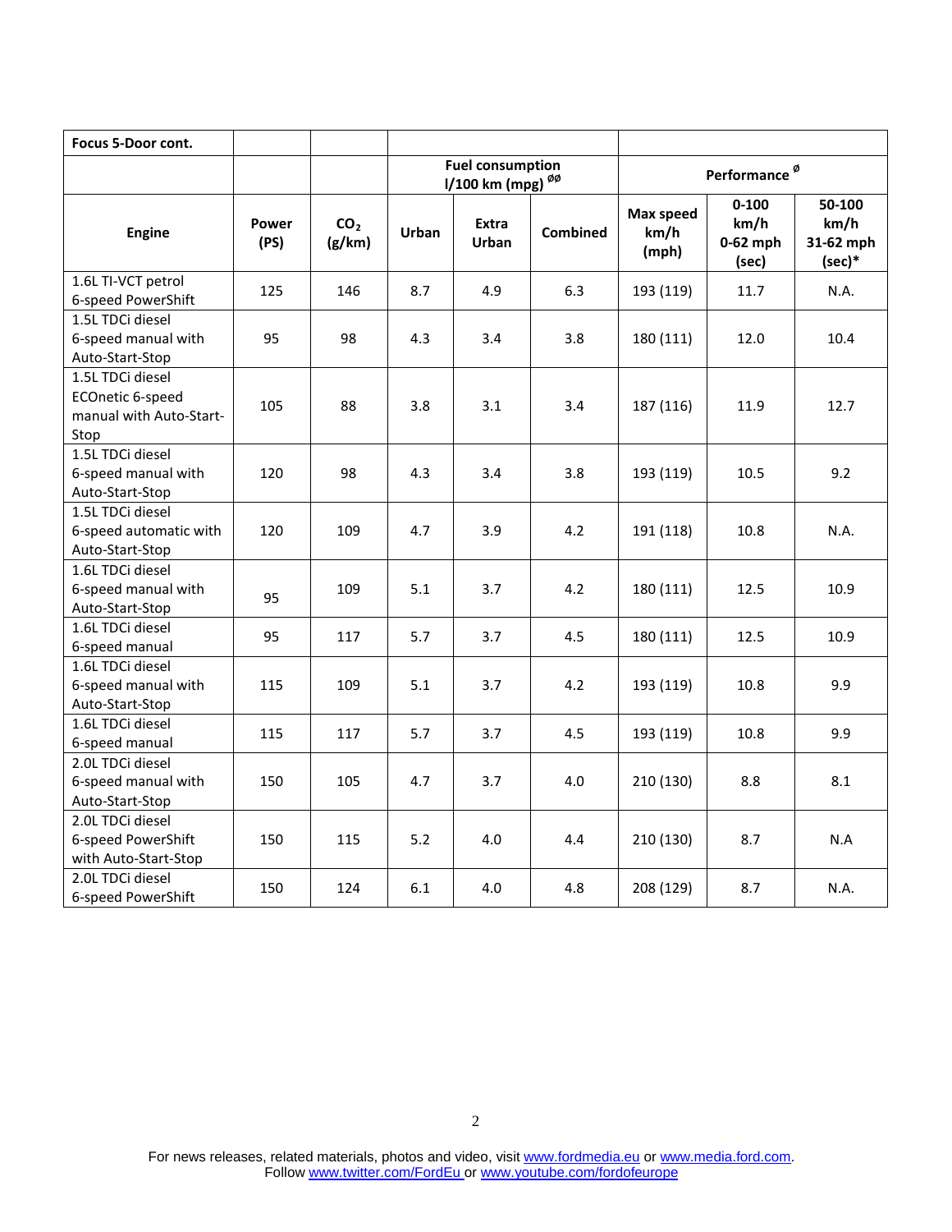| Focus 5-Door cont. | | | | | | | | |
|---|---|---|---|---|---|---|---|---|
| | | | Fuel consumption l/100 km (mpg) øø | | | Performance ø | | |
| Engine | Power (PS) | $CO_2$ (g/km) | Urban | Extra Urban | Combined | Max speed km/h (mph) | 0-100 km/h 0-62 mph (sec) | 50-100 km/h 31-62 mph (sec)* |
| 1.6L TI-VCT petrol 6-speed PowerShift | 125 | 146 | 8.7 | 4.9 | 6.3 | 193 (119) | 11.7 | N.A. |
| 1.5L TDCi diesel 6-speed manual with Auto-Start-Stop | 95 | 98 | 4.3 | 3.4 | 3.8 | 180 (111) | 12.0 | 10.4 |
| 1.5L TDCi diesel ECOnetic 6-speed manual with Auto-Start-Stop | 105 | 88 | 3.8 | 3.1 | 3.4 | 187 (116) | 11.9 | 12.7 |
| 1.5L TDCi diesel 6-speed manual with Auto-Start-Stop | 120 | 98 | 4.3 | 3.4 | 3.8 | 193 (119) | 10.5 | 9.2 |
| 1.5L TDCi diesel 6-speed automatic with Auto-Start-Stop | 120 | 109 | 4.7 | 3.9 | 4.2 | 191 (118) | 10.8 | N.A. |
| 1.6L TDCi diesel 6-speed manual with Auto-Start-Stop | 95 | 109 | 5.1 | 3.7 | 4.2 | 180 (111) | 12.5 | 10.9 |
| 1.6L TDCi diesel 6-speed manual | 95 | 117 | 5.7 | 3.7 | 4.5 | 180 (111) | 12.5 | 10.9 |
| 1.6L TDCi diesel 6-speed manual with Auto-Start-Stop | 115 | 109 | 5.1 | 3.7 | 4.2 | 193 (119) | 10.8 | 9.9 |
| 1.6L TDCi diesel 6-speed manual | 115 | 117 | 5.7 | 3.7 | 4.5 | 193 (119) | 10.8 | 9.9 |
| 2.0L TDCi diesel 6-speed manual with Auto-Start-Stop | 150 | 105 | 4.7 | 3.7 | 4.0 | 210 (130) | 8.8 | 8.1 |
| 2.0L TDCi diesel 6-speed PowerShift with Auto-Start-Stop | 150 | 115 | 5.2 | 4.0 | 4.4 | 210 (130) | 8.7 | N.A |
| 2.0L TDCi diesel 6-speed PowerShift | 150 | 124 | 6.1 | 4.0 | 4.8 | 208 (129) | 8.7 | N.A. |

For news releases, related materials, photos and video, visit www.fordmedia.eu or www.media.ford.com.
Follow www.twitter.com/FordEu or www.youtube.com/fordofeurope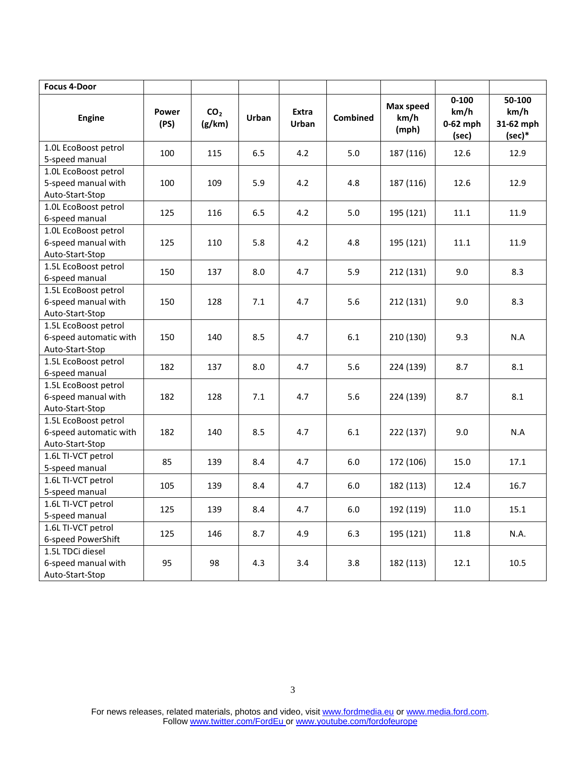| Focus 4-Door | | | | | | | | |
|---|---|---|---|---|---|---|---|---|
| **Engine** | **Power (PS)** | **$CO_2$ (g/km)** | **Urban** | **Extra Urban** | **Combined** | **Max speed km/h (mph)** | **0-100 km/h 0-62 mph (sec)** | **50-100 km/h 31-62 mph (sec)*** |
| 1.0L EcoBoost petrol 5-speed manual | 100 | 115 | 6.5 | 4.2 | 5.0 | 187 (116) | 12.6 | 12.9 |
| 1.0L EcoBoost petrol 5-speed manual with Auto-Start-Stop | 100 | 109 | 5.9 | 4.2 | 4.8 | 187 (116) | 12.6 | 12.9 |
| 1.0L EcoBoost petrol 6-speed manual | 125 | 116 | 6.5 | 4.2 | 5.0 | 195 (121) | 11.1 | 11.9 |
| 1.0L EcoBoost petrol 6-speed manual with Auto-Start-Stop | 125 | 110 | 5.8 | 4.2 | 4.8 | 195 (121) | 11.1 | 11.9 |
| 1.5L EcoBoost petrol 6-speed manual | 150 | 137 | 8.0 | 4.7 | 5.9 | 212 (131) | 9.0 | 8.3 |
| 1.5L EcoBoost petrol 6-speed manual with Auto-Start-Stop | 150 | 128 | 7.1 | 4.7 | 5.6 | 212 (131) | 9.0 | 8.3 |
| 1.5L EcoBoost petrol 6-speed automatic with Auto-Start-Stop | 150 | 140 | 8.5 | 4.7 | 6.1 | 210 (130) | 9.3 | N.A |
| 1.5L EcoBoost petrol 6-speed manual | 182 | 137 | 8.0 | 4.7 | 5.6 | 224 (139) | 8.7 | 8.1 |
| 1.5L EcoBoost petrol 6-speed manual with Auto-Start-Stop | 182 | 128 | 7.1 | 4.7 | 5.6 | 224 (139) | 8.7 | 8.1 |
| 1.5L EcoBoost petrol 6-speed automatic with Auto-Start-Stop | 182 | 140 | 8.5 | 4.7 | 6.1 | 222 (137) | 9.0 | N.A |
| 1.6L TI-VCT petrol 5-speed manual | 85 | 139 | 8.4 | 4.7 | 6.0 | 172 (106) | 15.0 | 17.1 |
| 1.6L TI-VCT petrol 5-speed manual | 105 | 139 | 8.4 | 4.7 | 6.0 | 182 (113) | 12.4 | 16.7 |
| 1.6L TI-VCT petrol 5-speed manual | 125 | 139 | 8.4 | 4.7 | 6.0 | 192 (119) | 11.0 | 15.1 |
| 1.6L TI-VCT petrol 6-speed PowerShift | 125 | 146 | 8.7 | 4.9 | 6.3 | 195 (121) | 11.8 | N.A. |
| 1.5L TDCi diesel 6-speed manual with Auto-Start-Stop | 95 | 98 | 4.3 | 3.4 | 3.8 | 182 (113) | 12.1 | 10.5 |

For news releases, related materials, photos and video, visit www.fordmedia.eu or www.media.ford.com.
Follow www.twitter.com/FordEu or www.youtube.com/fordofeurope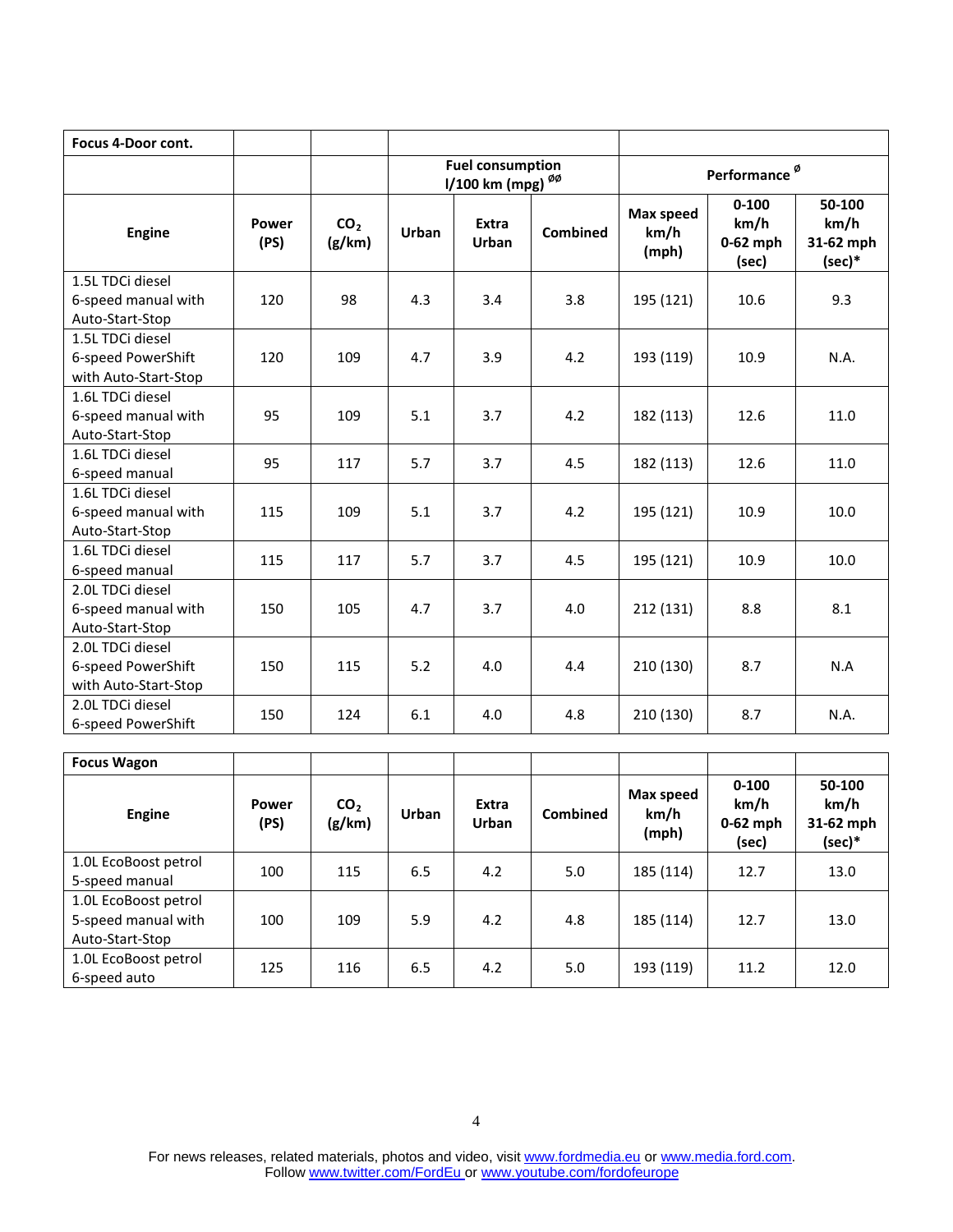| Focus 4-Door cont. | | | | | | | | |
|---|---|---|---|---|---|---|---|---|
| | | | Fuel consumption l/100 km (mpg) øø | | | Performance ø | | |
| Engine | Power (PS) | $CO_2$ (g/km) | Urban | Extra Urban | Combined | Max speed km/h (mph) | 0-100 km/h 0-62 mph (sec) | 50-100 km/h 31-62 mph (sec)* |
| 1.5L TDCi diesel 6-speed manual with Auto-Start-Stop | 120 | 98 | 4.3 | 3.4 | 3.8 | 195 (121) | 10.6 | 9.3 |
| 1.5L TDCi diesel 6-speed PowerShift with Auto-Start-Stop | 120 | 109 | 4.7 | 3.9 | 4.2 | 193 (119) | 10.9 | N.A. |
| 1.6L TDCi diesel 6-speed manual with Auto-Start-Stop | 95 | 109 | 5.1 | 3.7 | 4.2 | 182 (113) | 12.6 | 11.0 |
| 1.6L TDCi diesel 6-speed manual | 95 | 117 | 5.7 | 3.7 | 4.5 | 182 (113) | 12.6 | 11.0 |
| 1.6L TDCi diesel 6-speed manual with Auto-Start-Stop | 115 | 109 | 5.1 | 3.7 | 4.2 | 195 (121) | 10.9 | 10.0 |
| 1.6L TDCi diesel 6-speed manual | 115 | 117 | 5.7 | 3.7 | 4.5 | 195 (121) | 10.9 | 10.0 |
| 2.0L TDCi diesel 6-speed manual with Auto-Start-Stop | 150 | 105 | 4.7 | 3.7 | 4.0 | 212 (131) | 8.8 | 8.1 |
| 2.0L TDCi diesel 6-speed PowerShift with Auto-Start-Stop | 150 | 115 | 5.2 | 4.0 | 4.4 | 210 (130) | 8.7 | N.A |
| 2.0L TDCi diesel 6-speed PowerShift | 150 | 124 | 6.1 | 4.0 | 4.8 | 210 (130) | 8.7 | N.A. |

| Focus Wagon | | | | | | | | |
|---|---|---|---|---|---|---|---|---|
| Engine | Power (PS) | $CO_2$ (g/km) | Urban | Extra Urban | Combined | Max speed km/h (mph) | 0-100 km/h 0-62 mph (sec) | 50-100 km/h 31-62 mph (sec)* |
| 1.0L EcoBoost petrol 5-speed manual | 100 | 115 | 6.5 | 4.2 | 5.0 | 185 (114) | 12.7 | 13.0 |
| 1.0L EcoBoost petrol 5-speed manual with Auto-Start-Stop | 100 | 109 | 5.9 | 4.2 | 4.8 | 185 (114) | 12.7 | 13.0 |
| 1.0L EcoBoost petrol 6-speed auto | 125 | 116 | 6.5 | 4.2 | 5.0 | 193 (119) | 11.2 | 12.0 |

For news releases, related materials, photos and video, visit www.fordmedia.eu or www.media.ford.com.
Follow www.twitter.com/FordEu or www.youtube.com/fordofeurope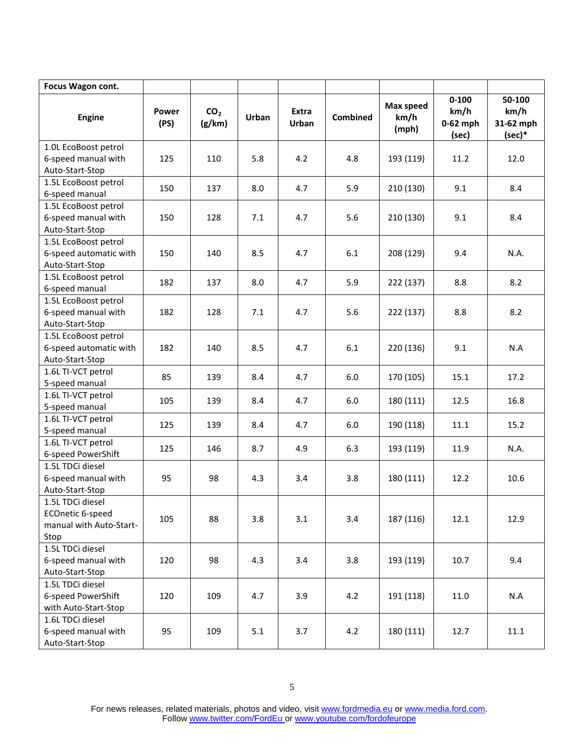| Focus Wagon cont. | | | | | | | | |
|---|---|---|---|---|---|---|---|---|
| Engine | Power (PS) | $CO_2$ (g/km) | Urban | Extra Urban | Combined | Max speed km/h (mph) | 0-100 km/h 0-62 mph (sec) | 50-100 km/h 31-62 mph (sec)* |
| 1.0L EcoBoost petrol 6-speed manual with Auto-Start-Stop | 125 | 110 | 5.8 | 4.2 | 4.8 | 193 (119) | 11.2 | 12.0 |
| 1.5L EcoBoost petrol 6-speed manual | 150 | 137 | 8.0 | 4.7 | 5.9 | 210 (130) | 9.1 | 8.4 |
| 1.5L EcoBoost petrol 6-speed manual with Auto-Start-Stop | 150 | 128 | 7.1 | 4.7 | 5.6 | 210 (130) | 9.1 | 8.4 |
| 1.5L EcoBoost petrol 6-speed automatic with Auto-Start-Stop | 150 | 140 | 8.5 | 4.7 | 6.1 | 208 (129) | 9.4 | N.A. |
| 1.5L EcoBoost petrol 6-speed manual | 182 | 137 | 8.0 | 4.7 | 5.9 | 222 (137) | 8.8 | 8.2 |
| 1.5L EcoBoost petrol 6-speed manual with Auto-Start-Stop | 182 | 128 | 7.1 | 4.7 | 5.6 | 222 (137) | 8.8 | 8.2 |
| 1.5L EcoBoost petrol 6-speed automatic with Auto-Start-Stop | 182 | 140 | 8.5 | 4.7 | 6.1 | 220 (136) | 9.1 | N.A |
| 1.6L TI-VCT petrol 5-speed manual | 85 | 139 | 8.4 | 4.7 | 6.0 | 170 (105) | 15.1 | 17.2 |
| 1.6L TI-VCT petrol 5-speed manual | 105 | 139 | 8.4 | 4.7 | 6.0 | 180 (111) | 12.5 | 16.8 |
| 1.6L TI-VCT petrol 5-speed manual | 125 | 139 | 8.4 | 4.7 | 6.0 | 190 (118) | 11.1 | 15.2 |
| 1.6L TI-VCT petrol 6-speed PowerShift | 125 | 146 | 8.7 | 4.9 | 6.3 | 193 (119) | 11.9 | N.A. |
| 1.5L TDCi diesel 6-speed manual with Auto-Start-Stop | 95 | 98 | 4.3 | 3.4 | 3.8 | 180 (111) | 12.2 | 10.6 |
| 1.5L TDCi diesel ECOnetic 6-speed manual with Auto-Start-Stop | 105 | 88 | 3.8 | 3.1 | 3.4 | 187 (116) | 12.1 | 12.9 |
| 1.5L TDCi diesel 6-speed manual with Auto-Start-Stop | 120 | 98 | 4.3 | 3.4 | 3.8 | 193 (119) | 10.7 | 9.4 |
| 1.5L TDCi diesel 6-speed PowerShift with Auto-Start-Stop | 120 | 109 | 4.7 | 3.9 | 4.2 | 191 (118) | 11.0 | N.A |
| 1.6L TDCi diesel 6-speed manual with Auto-Start-Stop | 95 | 109 | 5.1 | 3.7 | 4.2 | 180 (111) | 12.7 | 11.1 |

For news releases, related materials, photos and video, visit www.fordmedia.eu or www.media.ford.com.
Follow www.twitter.com/FordEu or www.youtube.com/fordofeurope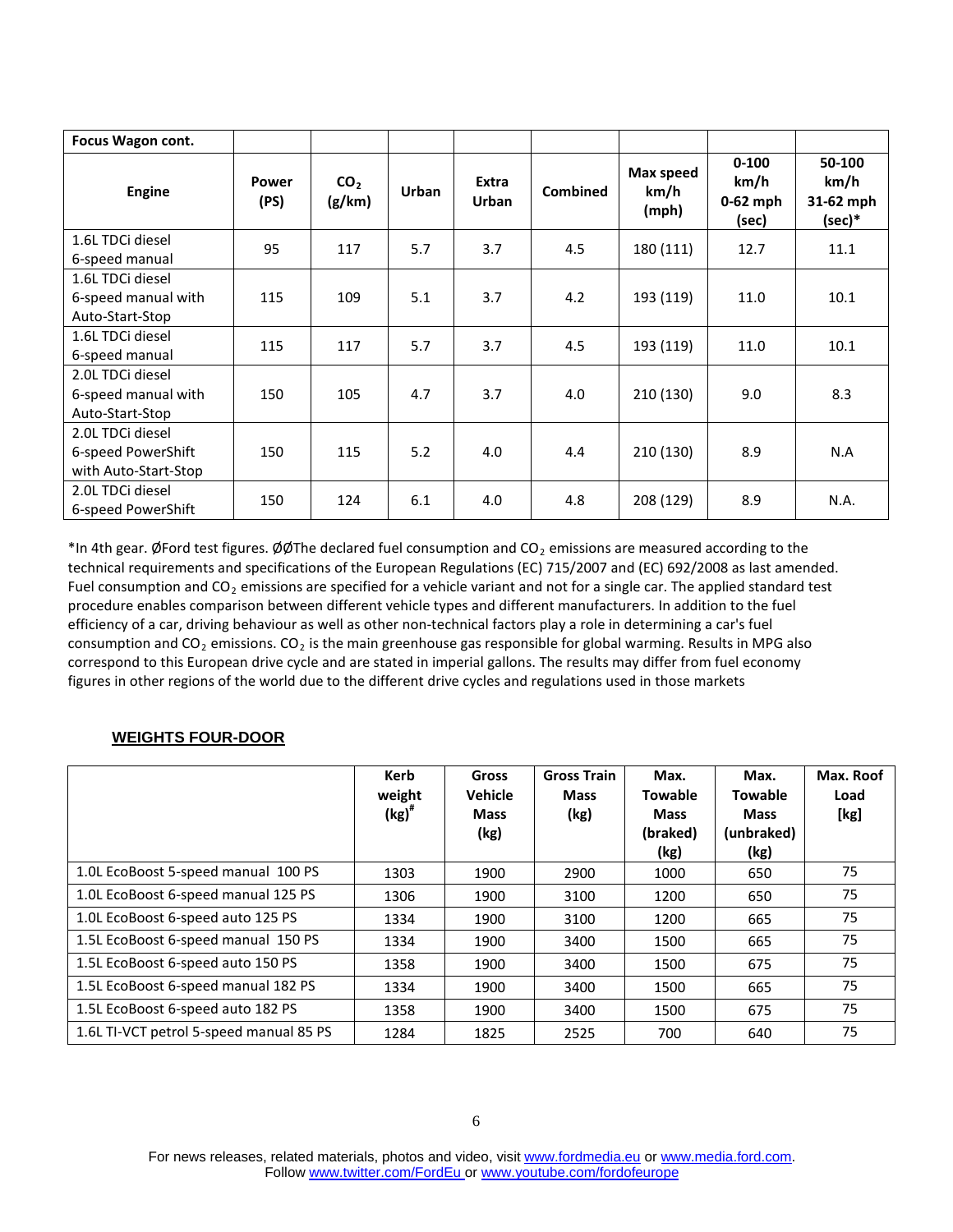| Focus Wagon cont. | | | | | | | | |
|---|---|---|---|---|---|---|---|---|
| **Engine** | **Power (PS)** | **$CO_2$ (g/km)** | **Urban** | **Extra Urban** | **Combined** | **Max speed km/h (mph)** | **0-100 km/h 0-62 mph (sec)** | **50-100 km/h 31-62 mph (sec)*** |
| 1.6L TDCi diesel 6-speed manual | 95 | 117 | 5.7 | 3.7 | 4.5 | 180 (111) | 12.7 | 11.1 |
| 1.6L TDCi diesel 6-speed manual with Auto-Start-Stop | 115 | 109 | 5.1 | 3.7 | 4.2 | 193 (119) | 11.0 | 10.1 |
| 1.6L TDCi diesel 6-speed manual | 115 | 117 | 5.7 | 3.7 | 4.5 | 193 (119) | 11.0 | 10.1 |
| 2.0L TDCi diesel 6-speed manual with Auto-Start-Stop | 150 | 105 | 4.7 | 3.7 | 4.0 | 210 (130) | 9.0 | 8.3 |
| 2.0L TDCi diesel 6-speed PowerShift with Auto-Start-Stop | 150 | 115 | 5.2 | 4.0 | 4.4 | 210 (130) | 8.9 | N.A |
| 2.0L TDCi diesel 6-speed PowerShift | 150 | 124 | 6.1 | 4.0 | 4.8 | 208 (129) | 8.9 | N.A. |

*In 4th gear. ØFord test figures. ØØThe declared fuel consumption and $CO_2$ emissions are measured according to the technical requirements and specifications of the European Regulations (EC) 715/2007 and (EC) 692/2008 as last amended. Fuel consumption and $CO_2$ emissions are specified for a vehicle variant and not for a single car. The applied standard test procedure enables comparison between different vehicle types and different manufacturers. In addition to the fuel efficiency of a car, driving behaviour as well as other non-technical factors play a role in determining a car's fuel consumption and $CO_2$ emissions. $CO_2$ is the main greenhouse gas responsible for global warming. Results in MPG also correspond to this European drive cycle and are stated in imperial gallons. The results may differ from fuel economy figures in other regions of the world due to the different drive cycles and regulations used in those markets

## WEIGHTS FOUR-DOOR

| | **Kerb weight (kg)#** | **Gross Vehicle Mass (kg)** | **Gross Train Mass (kg)** | **Max. Towable Mass (braked) (kg)** | **Max. Towable Mass (unbraked) (kg)** | **Max. Roof Load [kg]** |
|---|---|---|---|---|---|---|
| 1.0L EcoBoost 5-speed manual 100 PS | 1303 | 1900 | 2900 | 1000 | 650 | 75 |
| 1.0L EcoBoost 6-speed manual 125 PS | 1306 | 1900 | 3100 | 1200 | 650 | 75 |
| 1.0L EcoBoost 6-speed auto 125 PS | 1334 | 1900 | 3100 | 1200 | 665 | 75 |
| 1.5L EcoBoost 6-speed manual 150 PS | 1334 | 1900 | 3400 | 1500 | 665 | 75 |
| 1.5L EcoBoost 6-speed auto 150 PS | 1358 | 1900 | 3400 | 1500 | 675 | 75 |
| 1.5L EcoBoost 6-speed manual 182 PS | 1334 | 1900 | 3400 | 1500 | 665 | 75 |
| 1.5L EcoBoost 6-speed auto 182 PS | 1358 | 1900 | 3400 | 1500 | 675 | 75 |
| 1.6L TI-VCT petrol 5-speed manual 85 PS | 1284 | 1825 | 2525 | 700 | 640 | 75 |

For news releases, related materials, photos and video, visit www.fordmedia.eu or www.media.ford.com.
Follow www.twitter.com/FordEu or www.youtube.com/fordofeurope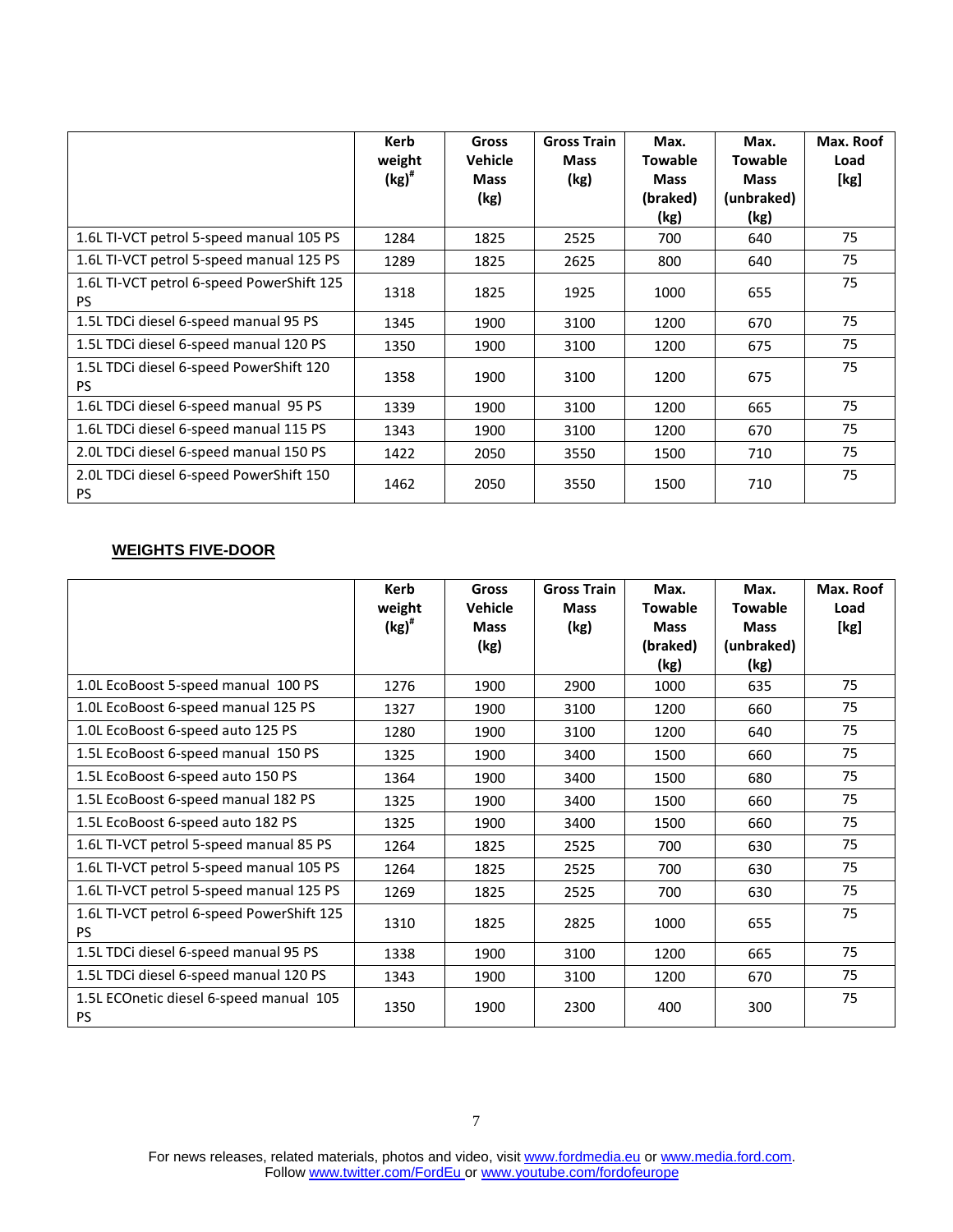| | Kerb weight (kg)# | Gross Vehicle Mass (kg) | Gross Train Mass (kg) | Max. Towable Mass (braked) (kg) | Max. Towable Mass (unbraked) (kg) | Max. Roof Load [kg] |
|---|---|---|---|---|---|---|
| 1.6L TI-VCT petrol 5-speed manual 105 PS | 1284 | 1825 | 2525 | 700 | 640 | 75 |
| 1.6L TI-VCT petrol 5-speed manual 125 PS | 1289 | 1825 | 2625 | 800 | 640 | 75 |
| 1.6L TI-VCT petrol 6-speed PowerShift 125 PS | 1318 | 1825 | 1925 | 1000 | 655 | 75 |
| 1.5L TDCi diesel 6-speed manual 95 PS | 1345 | 1900 | 3100 | 1200 | 670 | 75 |
| 1.5L TDCi diesel 6-speed manual 120 PS | 1350 | 1900 | 3100 | 1200 | 675 | 75 |
| 1.5L TDCi diesel 6-speed PowerShift 120 PS | 1358 | 1900 | 3100 | 1200 | 675 | 75 |
| 1.6L TDCi diesel 6-speed manual 95 PS | 1339 | 1900 | 3100 | 1200 | 665 | 75 |
| 1.6L TDCi diesel 6-speed manual 115 PS | 1343 | 1900 | 3100 | 1200 | 670 | 75 |
| 2.0L TDCi diesel 6-speed manual 150 PS | 1422 | 2050 | 3550 | 1500 | 710 | 75 |
| 2.0L TDCi diesel 6-speed PowerShift 150 PS | 1462 | 2050 | 3550 | 1500 | 710 | 75 |

**WEIGHTS FIVE-DOOR**

| | Kerb weight (kg)# | Gross Vehicle Mass (kg) | Gross Train Mass (kg) | Max. Towable Mass (braked) (kg) | Max. Towable Mass (unbraked) (kg) | Max. Roof Load [kg] |
|---|---|---|---|---|---|---|
| 1.0L EcoBoost 5-speed manual 100 PS | 1276 | 1900 | 2900 | 1000 | 635 | 75 |
| 1.0L EcoBoost 6-speed manual 125 PS | 1327 | 1900 | 3100 | 1200 | 660 | 75 |
| 1.0L EcoBoost 6-speed auto 125 PS | 1280 | 1900 | 3100 | 1200 | 640 | 75 |
| 1.5L EcoBoost 6-speed manual 150 PS | 1325 | 1900 | 3400 | 1500 | 660 | 75 |
| 1.5L EcoBoost 6-speed auto 150 PS | 1364 | 1900 | 3400 | 1500 | 680 | 75 |
| 1.5L EcoBoost 6-speed manual 182 PS | 1325 | 1900 | 3400 | 1500 | 660 | 75 |
| 1.5L EcoBoost 6-speed auto 182 PS | 1325 | 1900 | 3400 | 1500 | 660 | 75 |
| 1.6L TI-VCT petrol 5-speed manual 85 PS | 1264 | 1825 | 2525 | 700 | 630 | 75 |
| 1.6L TI-VCT petrol 5-speed manual 105 PS | 1264 | 1825 | 2525 | 700 | 630 | 75 |
| 1.6L TI-VCT petrol 5-speed manual 125 PS | 1269 | 1825 | 2525 | 700 | 630 | 75 |
| 1.6L TI-VCT petrol 6-speed PowerShift 125 PS | 1310 | 1825 | 2825 | 1000 | 655 | 75 |
| 1.5L TDCi diesel 6-speed manual 95 PS | 1338 | 1900 | 3100 | 1200 | 665 | 75 |
| 1.5L TDCi diesel 6-speed manual 120 PS | 1343 | 1900 | 3100 | 1200 | 670 | 75 |
| 1.5L ECOnetic diesel 6-speed manual 105 PS | 1350 | 1900 | 2300 | 400 | 300 | 75 |

For news releases, related materials, photos and video, visit www.fordmedia.eu or www.media.ford.com.
Follow www.twitter.com/FordEu or www.youtube.com/fordofeurope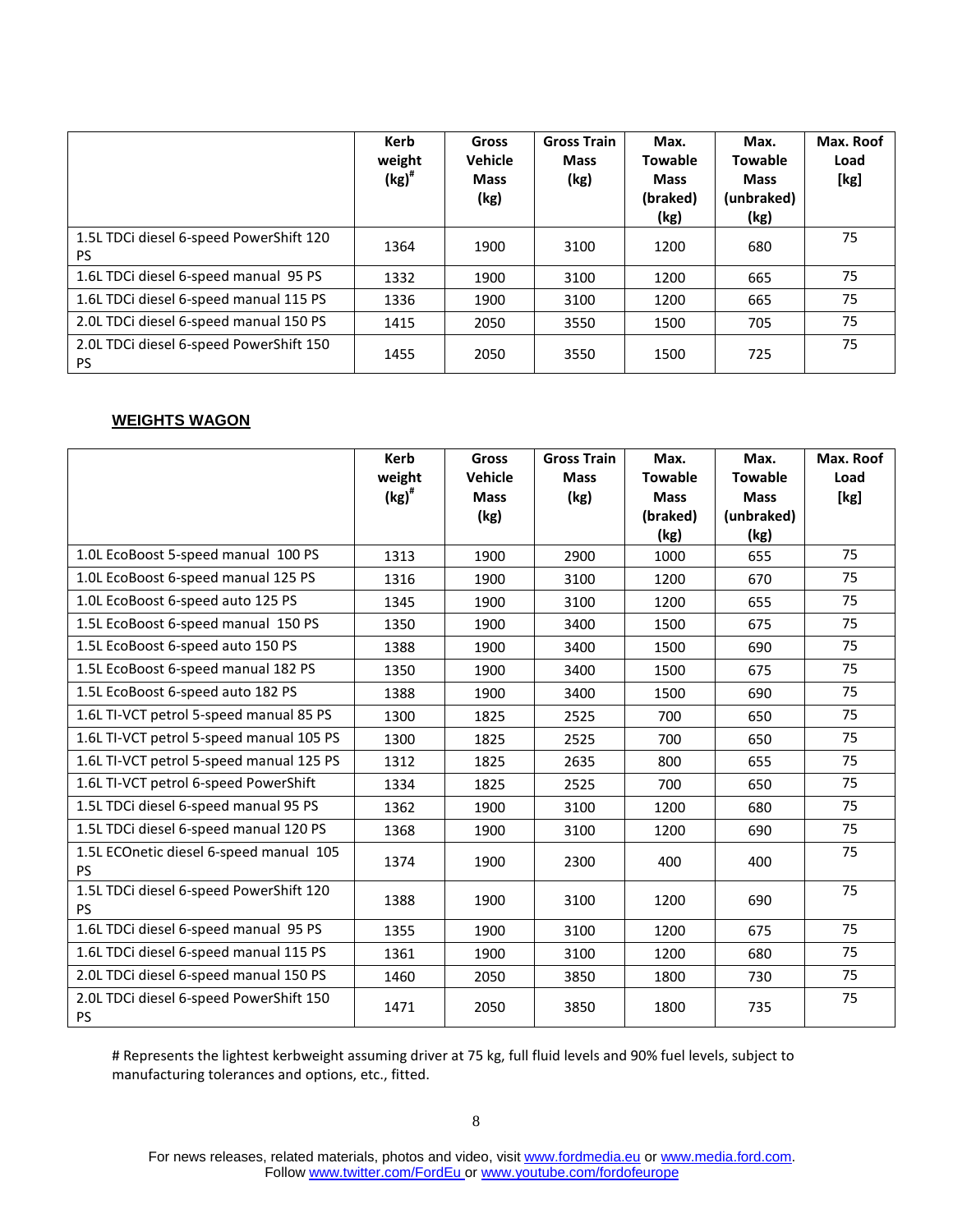|  | Kerb weight (kg)[#] | Gross Vehicle Mass (kg) | Gross Train Mass (kg) | Max. Towable Mass (braked) (kg) | Max. Towable Mass (unbraked) (kg) | Max. Roof Load [kg] |
|---|---|---|---|---|---|---|
| 1.5L TDCi diesel 6-speed PowerShift 120 PS | 1364 | 1900 | 3100 | 1200 | 680 | 75 |
| 1.6L TDCi diesel 6-speed manual 95 PS | 1332 | 1900 | 3100 | 1200 | 665 | 75 |
| 1.6L TDCi diesel 6-speed manual 115 PS | 1336 | 1900 | 3100 | 1200 | 665 | 75 |
| 2.0L TDCi diesel 6-speed manual 150 PS | 1415 | 2050 | 3550 | 1500 | 705 | 75 |
| 2.0L TDCi diesel 6-speed PowerShift 150 PS | 1455 | 2050 | 3550 | 1500 | 725 | 75 |

**WEIGHTS WAGON**

|  | Kerb weight (kg)[#] | Gross Vehicle Mass (kg) | Gross Train Mass (kg) | Max. Towable Mass (braked) (kg) | Max. Towable Mass (unbraked) (kg) | Max. Roof Load [kg] |
|---|---|---|---|---|---|---|
| 1.0L EcoBoost 5-speed manual 100 PS | 1313 | 1900 | 2900 | 1000 | 655 | 75 |
| 1.0L EcoBoost 6-speed manual 125 PS | 1316 | 1900 | 3100 | 1200 | 670 | 75 |
| 1.0L EcoBoost 6-speed auto 125 PS | 1345 | 1900 | 3100 | 1200 | 655 | 75 |
| 1.5L EcoBoost 6-speed manual 150 PS | 1350 | 1900 | 3400 | 1500 | 675 | 75 |
| 1.5L EcoBoost 6-speed auto 150 PS | 1388 | 1900 | 3400 | 1500 | 690 | 75 |
| 1.5L EcoBoost 6-speed manual 182 PS | 1350 | 1900 | 3400 | 1500 | 675 | 75 |
| 1.5L EcoBoost 6-speed auto 182 PS | 1388 | 1900 | 3400 | 1500 | 690 | 75 |
| 1.6L TI-VCT petrol 5-speed manual 85 PS | 1300 | 1825 | 2525 | 700 | 650 | 75 |
| 1.6L TI-VCT petrol 5-speed manual 105 PS | 1300 | 1825 | 2525 | 700 | 650 | 75 |
| 1.6L TI-VCT petrol 5-speed manual 125 PS | 1312 | 1825 | 2635 | 800 | 655 | 75 |
| 1.6L TI-VCT petrol 6-speed PowerShift | 1334 | 1825 | 2525 | 700 | 650 | 75 |
| 1.5L TDCi diesel 6-speed manual 95 PS | 1362 | 1900 | 3100 | 1200 | 680 | 75 |
| 1.5L TDCi diesel 6-speed manual 120 PS | 1368 | 1900 | 3100 | 1200 | 690 | 75 |
| 1.5L ECOnetic diesel 6-speed manual 105 PS | 1374 | 1900 | 2300 | 400 | 400 | 75 |
| 1.5L TDCi diesel 6-speed PowerShift 120 PS | 1388 | 1900 | 3100 | 1200 | 690 | 75 |
| 1.6L TDCi diesel 6-speed manual 95 PS | 1355 | 1900 | 3100 | 1200 | 675 | 75 |
| 1.6L TDCi diesel 6-speed manual 115 PS | 1361 | 1900 | 3100 | 1200 | 680 | 75 |
| 2.0L TDCi diesel 6-speed manual 150 PS | 1460 | 2050 | 3850 | 1800 | 730 | 75 |
| 2.0L TDCi diesel 6-speed PowerShift 150 PS | 1471 | 2050 | 3850 | 1800 | 735 | 75 |

# Represents the lightest kerbweight assuming driver at 75 kg, full fluid levels and 90% fuel levels, subject to manufacturing tolerances and options, etc., fitted.

For news releases, related materials, photos and video, visit www.fordmedia.eu or www.media.ford.com.
Follow www.twitter.com/FordEu or www.youtube.com/fordofeurope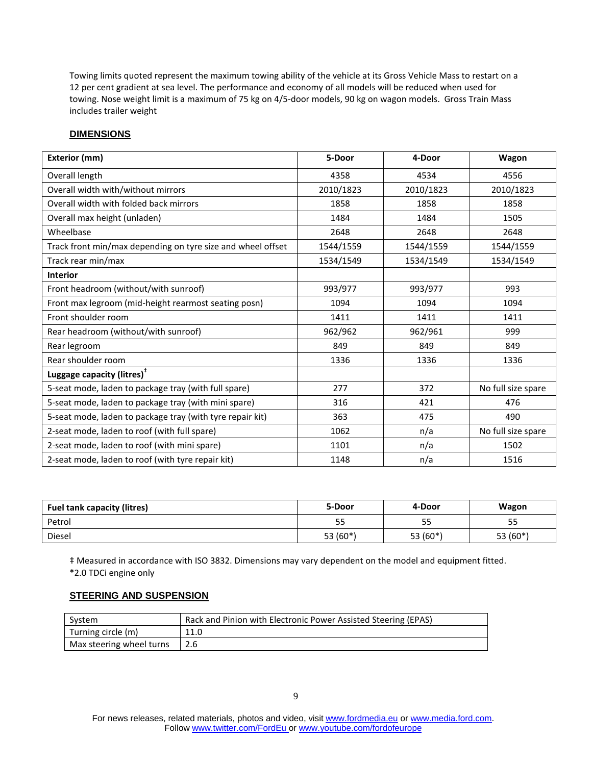Towing limits quoted represent the maximum towing ability of the vehicle at its Gross Vehicle Mass to restart on a 12 per cent gradient at sea level. The performance and economy of all models will be reduced when used for towing. Nose weight limit is a maximum of 75 kg on 4/5-door models, 90 kg on wagon models. Gross Train Mass includes trailer weight

## DIMENSIONS

| Exterior (mm) | 5-Door | 4-Door | Wagon |
|---|---|---|---|
| Overall length | 4358 | 4534 | 4556 |
| Overall width with/without mirrors | 2010/1823 | 2010/1823 | 2010/1823 |
| Overall width with folded back mirrors | 1858 | 1858 | 1858 |
| Overall max height (unladen) | 1484 | 1484 | 1505 |
| Wheelbase | 2648 | 2648 | 2648 |
| Track front min/max depending on tyre size and wheel offset | 1544/1559 | 1544/1559 | 1544/1559 |
| Track rear min/max | 1534/1549 | 1534/1549 | 1534/1549 |
| **Interior** | | | |
| Front headroom (without/with sunroof) | 993/977 | 993/977 | 993 |
| Front max legroom (mid-height rearmost seating posn) | 1094 | 1094 | 1094 |
| Front shoulder room | 1411 | 1411 | 1411 |
| Rear headroom (without/with sunroof) | 962/962 | 962/961 | 999 |
| Rear legroom | 849 | 849 | 849 |
| Rear shoulder room | 1336 | 1336 | 1336 |
| **Luggage capacity (litres)‡** | | | |
| 5-seat mode, laden to package tray (with full spare) | 277 | 372 | No full size spare |
| 5-seat mode, laden to package tray (with mini spare) | 316 | 421 | 476 |
| 5-seat mode, laden to package tray (with tyre repair kit) | 363 | 475 | 490 |
| 2-seat mode, laden to roof (with full spare) | 1062 | n/a | No full size spare |
| 2-seat mode, laden to roof (with mini spare) | 1101 | n/a | 1502 |
| 2-seat mode, laden to roof (with tyre repair kit) | 1148 | n/a | 1516 |

| Fuel tank capacity (litres) | 5-Door | 4-Door | Wagon |
|---|---|---|---|
| Petrol | 55 | 55 | 55 |
| Diesel | 53 (60*) | 53 (60*) | 53 (60*) |

‡ Measured in accordance with ISO 3832. Dimensions may vary dependent on the model and equipment fitted.
*2.0 TDCi engine only

## STEERING AND SUSPENSION

| System | Rack and Pinion with Electronic Power Assisted Steering (EPAS) |
|---|---|
| Turning circle (m) | 11.0 |
| Max steering wheel turns | 2.6 |

For news releases, related materials, photos and video, visit www.fordmedia.eu or www.media.ford.com.
Follow www.twitter.com/FordEu or www.youtube.com/fordofeurope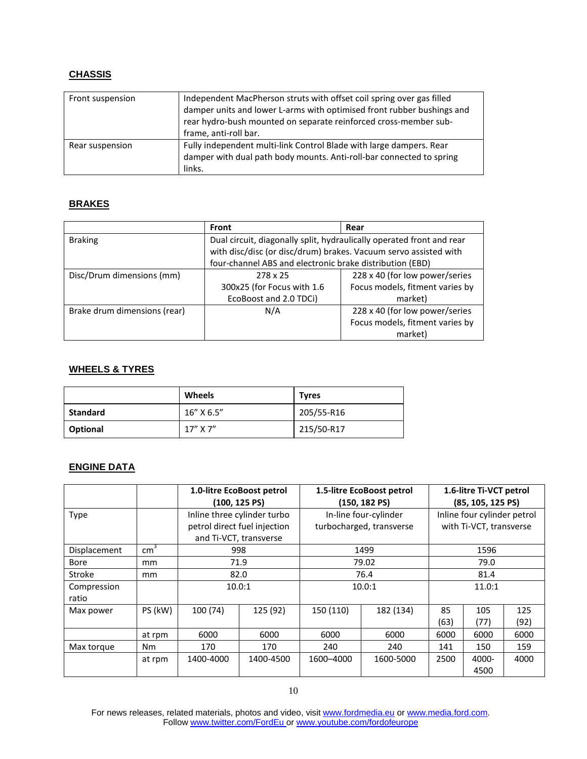## CHASSIS

| | |
|---|---|
| Front suspension | Independent MacPherson struts with offset coil spring over gas filled damper units and lower L-arms with optimised front rubber bushings and rear hydro-bush mounted on separate reinforced cross-member sub-frame, anti-roll bar. |
| Rear suspension | Fully independent multi-link Control Blade with large dampers. Rear damper with dual path body mounts. Anti-roll-bar connected to spring links. |

## BRAKES

| | Front | Rear |
|---|---|---|
| Braking | Dual circuit, diagonally split, hydraulically operated front and rear with disc/disc (or disc/drum) brakes. Vacuum servo assisted with four-channel ABS and electronic brake distribution (EBD) | |
| Disc/Drum dimensions (mm) | 278 x 25<br>300x25 (for Focus with 1.6 EcoBoost and 2.0 TDCi) | 228 x 40 (for low power/series Focus models, fitment varies by market) |
| Brake drum dimensions (rear) | N/A | 228 x 40 (for low power/series Focus models, fitment varies by market) |

## WHEELS & TYRES

| | Wheels | Tyres |
|---|---|---|
| **Standard** | 16" X 6.5" | 205/55-R16 |
| **Optional** | 17" X 7" | 215/50-R17 |

## ENGINE DATA

| | | 1.0-litre EcoBoost petrol (100, 125 PS) | | 1.5-litre EcoBoost petrol (150, 182 PS) | | 1.6-litre Ti-VCT petrol (85, 105, 125 PS) | | |
|---|---|---|---|---|---|---|---|---|
| Type | | Inline three cylinder turbo petrol direct fuel injection and Ti-VCT, transverse | | In-line four-cylinder turbocharged, transverse | | Inline four cylinder petrol with Ti-VCT, transverse | | |
| Displacement | $cm^3$ | 998 | | 1499 | | 1596 | | |
| Bore | mm | 71.9 | | 79.02 | | 79.0 | | |
| Stroke | mm | 82.0 | | 76.4 | | 81.4 | | |
| Compression ratio | | 10.0:1 | | 10.0:1 | | 11.0:1 | | |
| Max power | PS (kW) | 100 (74) | 125 (92) | 150 (110) | 182 (134) | 85 (63) | 105 (77) | 125 (92) |
| | at rpm | 6000 | 6000 | 6000 | 6000 | 6000 | 6000 | 6000 |
| Max torque | Nm | 170 | 170 | 240 | 240 | 141 | 150 | 159 |
| | at rpm | 1400-4000 | 1400-4500 | 1600–4000 | 1600-5000 | 2500 | 4000-4500 | 4000 |

For news releases, related materials, photos and video, visit www.fordmedia.eu or www.media.ford.com.
Follow www.twitter.com/FordEu or www.youtube.com/fordofeurope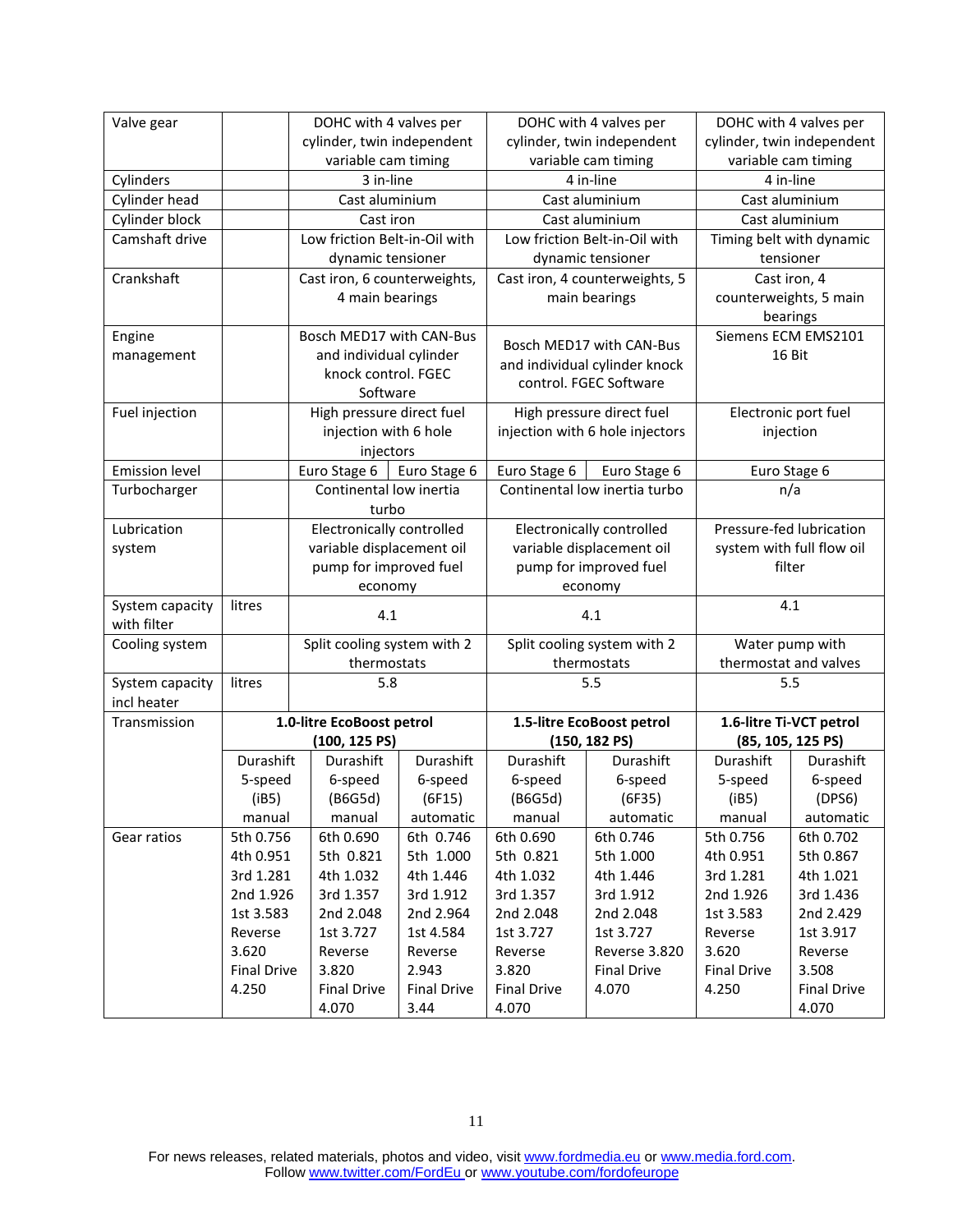| | | | | | | | | |
|---|---|---|---|---|---|---|---|---|
| Valve gear | | DOHC with 4 valves per cylinder, twin independent variable cam timing | | | DOHC with 4 valves per cylinder, twin independent variable cam timing | | DOHC with 4 valves per cylinder, twin independent variable cam timing | |
| Cylinders | | 3 in-line | | | 4 in-line | | 4 in-line | |
| Cylinder head | | Cast aluminium | | | Cast aluminium | | Cast aluminium | |
| Cylinder block | | Cast iron | | | Cast aluminium | | Cast aluminium | |
| Camshaft drive | | Low friction Belt-in-Oil with dynamic tensioner | | | Low friction Belt-in-Oil with dynamic tensioner | | Timing belt with dynamic tensioner | |
| Crankshaft | | Cast iron, 6 counterweights, 4 main bearings | | | Cast iron, 4 counterweights, 5 main bearings | | Cast iron, 4 counterweights, 5 main bearings | |
| Engine management | | Bosch MED17 with CAN-Bus and individual cylinder knock control. FGEC Software | | | Bosch MED17 with CAN-Bus and individual cylinder knock control. FGEC Software | | Siemens ECM EMS2101 16 Bit | |
| Fuel injection | | High pressure direct fuel injection with 6 hole injectors | | | High pressure direct fuel injection with 6 hole injectors | | Electronic port fuel injection | |
| Emission level | | Euro Stage 6 | | Euro Stage 6 | Euro Stage 6 | Euro Stage 6 | Euro Stage 6 | |
| Turbocharger | | Continental low inertia turbo | | | Continental low inertia turbo | | n/a | |
| Lubrication system | | Electronically controlled variable displacement oil pump for improved fuel economy | | | Electronically controlled variable displacement oil pump for improved fuel economy | | Pressure-fed lubrication system with full flow oil filter | |
| System capacity with filter | litres | 4.1 | | | 4.1 | | 4.1 | |
| Cooling system | | Split cooling system with 2 thermostats | | | Split cooling system with 2 thermostats | | Water pump with thermostat and valves | |
| System capacity incl heater | litres | 5.8 | | | 5.5 | | 5.5 | |
| Transmission | **1.0-litre EcoBoost petrol (100, 125 PS)** | | | | **1.5-litre EcoBoost petrol (150, 182 PS)** | | **1.6-litre Ti-VCT petrol (85, 105, 125 PS)** | |
| | Durashift 5-speed (iB5) manual | | Durashift 6-speed (B6G5d) manual | Durashift 6-speed (6F15) automatic | Durashift 6-speed (B6G5d) manual | Durashift 6-speed (6F35) automatic | Durashift 5-speed (iB5) manual | Durashift 6-speed (DPS6) automatic |
| Gear ratios | 5th 0.756 4th 0.951 3rd 1.281 2nd 1.926 1st 3.583 Reverse 3.620 Final Drive 4.250 | | 6th 0.690 5th 0.821 4th 1.032 3rd 1.357 2nd 2.048 1st 3.727 Reverse 3.820 Final Drive 4.070 | 6th 0.746 5th 1.000 4th 1.446 3rd 1.912 2nd 2.964 1st 4.584 Reverse 2.943 Final Drive 3.44 | 6th 0.690 5th 0.821 4th 1.032 3rd 1.357 2nd 2.048 1st 3.727 Reverse 3.820 Final Drive 4.070 | 6th 0.746 5th 1.000 4th 1.446 3rd 1.912 2nd 2.048 1st 3.727 Reverse 3.820 Final Drive 4.070 | 5th 0.756 4th 0.951 3rd 1.281 2nd 1.926 1st 3.583 Reverse 3.620 Final Drive 4.250 | 6th 0.702 5th 0.867 4th 1.021 3rd 1.436 2nd 2.429 1st 3.917 Reverse 3.508 Final Drive 4.070 |

For news releases, related materials, photos and video, visit www.fordmedia.eu or www.media.ford.com.
Follow www.twitter.com/FordEu or www.youtube.com/fordofeurope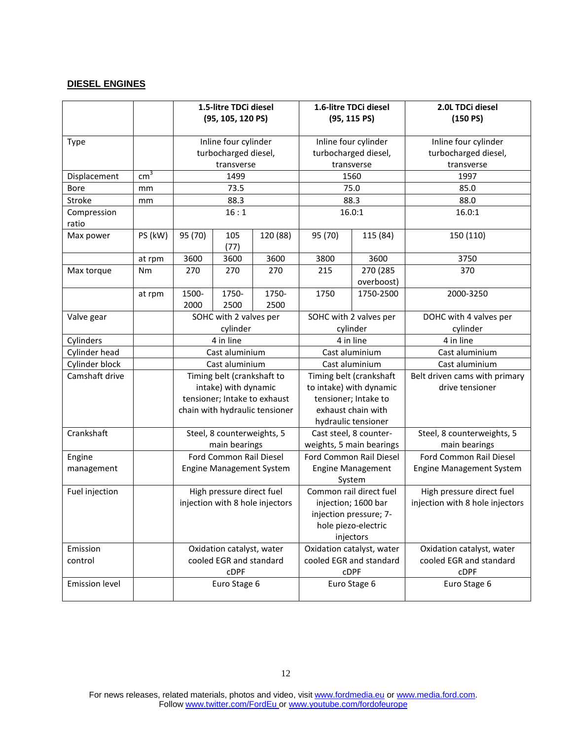## DIESEL ENGINES

| | | 1.5-litre TDCi diesel (95, 105, 120 PS) | | | 1.6-litre TDCi diesel (95, 115 PS) | | 2.0L TDCi diesel (150 PS) |
|---|---|---|---|---|---|---|---|
| Type | | Inline four cylinder turbocharged diesel, transverse | | | Inline four cylinder turbocharged diesel, transverse | | Inline four cylinder turbocharged diesel, transverse |
| Displacement | $cm^3$ | 1499 | | | 1560 | | 1997 |
| Bore | mm | 73.5 | | | 75.0 | | 85.0 |
| Stroke | mm | 88.3 | | | 88.3 | | 88.0 |
| Compression ratio | | 16 : 1 | | | 16.0:1 | | 16.0:1 |
| Max power | PS (kW) | 95 (70) | 105 (77) | 120 (88) | 95 (70) | 115 (84) | 150 (110) |
| | at rpm | 3600 | 3600 | 3600 | 3800 | 3600 | 3750 |
| Max torque | Nm | 270 | 270 | 270 | 215 | 270 (285 overboost) | 370 |
| | at rpm | 1500-2000 | 1750-2500 | 1750-2500 | 1750 | 1750-2500 | 2000-3250 |
| Valve gear | | SOHC with 2 valves per cylinder | | | SOHC with 2 valves per cylinder | | DOHC with 4 valves per cylinder |
| Cylinders | | 4 in line | | | 4 in line | | 4 in line |
| Cylinder head | | Cast aluminium | | | Cast aluminium | | Cast aluminium |
| Cylinder block | | Cast aluminium | | | Cast aluminium | | Cast aluminium |
| Camshaft drive | | Timing belt (crankshaft to intake) with dynamic tensioner; Intake to exhaust chain with hydraulic tensioner | | | Timing belt (crankshaft to intake) with dynamic tensioner; Intake to exhaust chain with hydraulic tensioner | | Belt driven cams with primary drive tensioner |
| Crankshaft | | Steel, 8 counterweights, 5 main bearings | | | Cast steel, 8 counter-weights, 5 main bearings | | Steel, 8 counterweights, 5 main bearings |
| Engine management | | Ford Common Rail Diesel Engine Management System | | | Ford Common Rail Diesel Engine Management System | | Ford Common Rail Diesel Engine Management System |
| Fuel injection | | High pressure direct fuel injection with 8 hole injectors | | | Common rail direct fuel injection; 1600 bar injection pressure; 7-hole piezo-electric injectors | | High pressure direct fuel injection with 8 hole injectors |
| Emission control | | Oxidation catalyst, water cooled EGR and standard cDPF | | | Oxidation catalyst, water cooled EGR and standard cDPF | | Oxidation catalyst, water cooled EGR and standard cDPF |
| Emission level | | Euro Stage 6 | | | Euro Stage 6 | | Euro Stage 6 |

For news releases, related materials, photos and video, visit www.fordmedia.eu or www.media.ford.com.
Follow www.twitter.com/FordEu or www.youtube.com/fordofeurope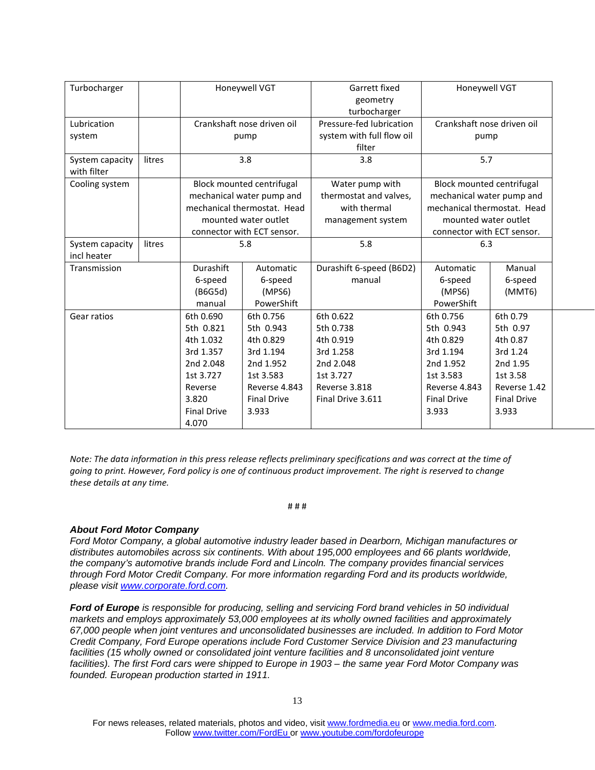| | | | | | | |
|---|---|---|---|---|---|---|
| Turbocharger | | Honeywell VGT | | Garrett fixed geometry turbocharger | Honeywell VGT | |
| Lubrication system | | Crankshaft nose driven oil pump | | Pressure-fed lubrication system with full flow oil filter | Crankshaft nose driven oil pump | |
| System capacity with filter | litres | 3.8 | | 3.8 | 5.7 | |
| Cooling system | | Block mounted centrifugal mechanical water pump and mechanical thermostat. Head mounted water outlet connector with ECT sensor. | | Water pump with thermostat and valves, with thermal management system | Block mounted centrifugal mechanical water pump and mechanical thermostat. Head mounted water outlet connector with ECT sensor. | |
| System capacity incl heater | litres | 5.8 | | 5.8 | 6.3 | |
| Transmission | | Durashift 6-speed (B6G5d) manual | Automatic 6-speed (MPS6) PowerShift | Durashift 6-speed (B6D2) manual | Automatic 6-speed (MPS6) PowerShift | Manual 6-speed (MMT6) |
| Gear ratios | | 6th 0.690<br>5th 0.821<br>4th 1.032<br>3rd 1.357<br>2nd 2.048<br>1st 3.727<br>Reverse 3.820<br>Final Drive 4.070 | 6th 0.756<br>5th 0.943<br>4th 0.829<br>3rd 1.194<br>2nd 1.952<br>1st 3.583<br>Reverse 4.843<br>Final Drive 3.933 | 6th 0.622<br>5th 0.738<br>4th 0.919<br>3rd 1.258<br>2nd 2.048<br>1st 3.727<br>Reverse 3.818<br>Final Drive 3.611 | 6th 0.756<br>5th 0.943<br>4th 0.829<br>3rd 1.194<br>2nd 1.952<br>1st 3.583<br>Reverse 4.843<br>Final Drive 3.933 | 6th 0.79<br>5th 0.97<br>4th 0.87<br>3rd 1.24<br>2nd 1.95<br>1st 3.58<br>Reverse 1.42<br>Final Drive 3.933 |

*Note: The data information in this press release reflects preliminary specifications and was correct at the time of going to print. However, Ford policy is one of continuous product improvement. The right is reserved to change these details at any time.*

# # #

***About Ford Motor Company***

*Ford Motor Company, a global automotive industry leader based in Dearborn, Michigan manufactures or distributes automobiles across six continents. With about 195,000 employees and 66 plants worldwide, the company's automotive brands include Ford and Lincoln. The company provides financial services through Ford Motor Credit Company. For more information regarding Ford and its products worldwide, please visit www.corporate.ford.com.*

***Ford of Europe** is responsible for producing, selling and servicing Ford brand vehicles in 50 individual markets and employs approximately 53,000 employees at its wholly owned facilities and approximately 67,000 people when joint ventures and unconsolidated businesses are included. In addition to Ford Motor Credit Company, Ford Europe operations include Ford Customer Service Division and 23 manufacturing facilities (15 wholly owned or consolidated joint venture facilities and 8 unconsolidated joint venture facilities). The first Ford cars were shipped to Europe in 1903 – the same year Ford Motor Company was founded. European production started in 1911.*

For news releases, related materials, photos and video, visit www.fordmedia.eu or www.media.ford.com.
Follow www.twitter.com/FordEu or www.youtube.com/fordofeurope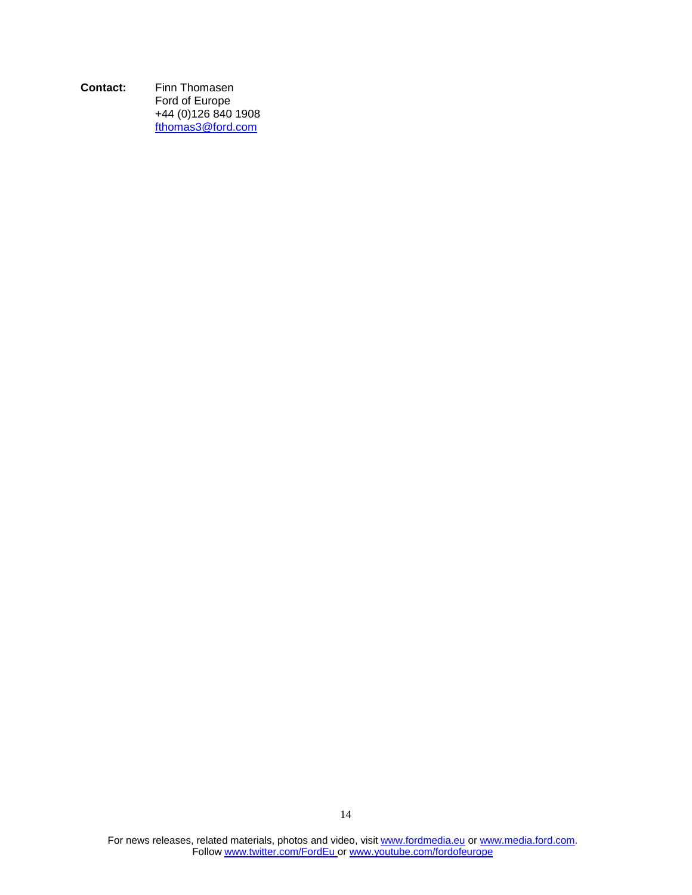**Contact:** Finn Thomasen
Ford of Europe
+44 (0)126 840 1908
fthomas3@ford.com